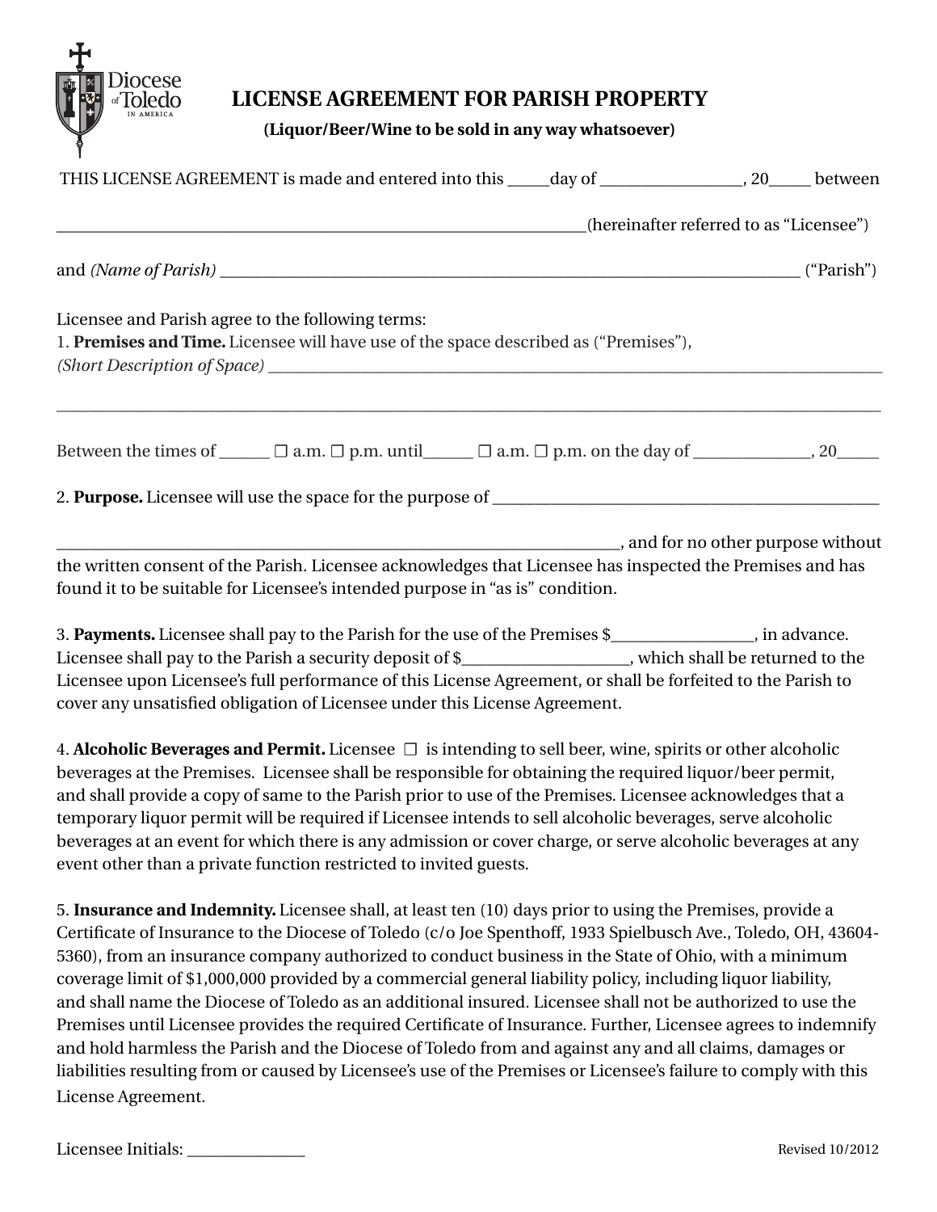# LICENSE AGREEMENT FOR PARISH PROPERTY

**(Liquor/Beer/Wine to be sold in any way whatsoever)**

THIS LICENSE AGREEMENT is made and entered into this _____day of __________________, 20_____ between

___________________________________________________________________(hereinafter referred to as "Licensee")

and *(Name of Parish)* ______________________________________________________________ ("Parish")

Licensee and Parish agree to the following terms:

1. **Premises and Time.** Licensee will have use of the space described as ("Premises"),
*(Short Description of Space)* ______________________________________________________________________

________________________________________________________________________________________________

Between the times of ______ ☐ a.m. ☐ p.m. until______ ☐ a.m. ☐ p.m. on the day of ______________, 20_____

2. **Purpose.** Licensee will use the space for the purpose of ______________________________________________

__________________________________________________________________________, and for no other purpose without the written consent of the Parish. Licensee acknowledges that Licensee has inspected the Premises and has found it to be suitable for Licensee's intended purpose in "as is" condition.

3. **Payments.** Licensee shall pay to the Parish for the use of the Premises $_________________, in advance. Licensee shall pay to the Parish a security deposit of $____________________, which shall be returned to the Licensee upon Licensee's full performance of this License Agreement, or shall be forfeited to the Parish to cover any unsatisfied obligation of Licensee under this License Agreement.

4. **Alcoholic Beverages and Permit.** Licensee ☐ is intending to sell beer, wine, spirits or other alcoholic beverages at the Premises. Licensee shall be responsible for obtaining the required liquor/beer permit, and shall provide a copy of same to the Parish prior to use of the Premises. Licensee acknowledges that a temporary liquor permit will be required if Licensee intends to sell alcoholic beverages, serve alcoholic beverages at an event for which there is any admission or cover charge, or serve alcoholic beverages at any event other than a private function restricted to invited guests.

5. **Insurance and Indemnity.** Licensee shall, at least ten (10) days prior to using the Premises, provide a Certificate of Insurance to the Diocese of Toledo (c/o Joe Spenthoff, 1933 Spielbusch Ave., Toledo, OH, 43604-5360), from an insurance company authorized to conduct business in the State of Ohio, with a minimum coverage limit of $1,000,000 provided by a commercial general liability policy, including liquor liability, and shall name the Diocese of Toledo as an additional insured. Licensee shall not be authorized to use the Premises until Licensee provides the required Certificate of Insurance. Further, Licensee agrees to indemnify and hold harmless the Parish and the Diocese of Toledo from and against any and all claims, damages or liabilities resulting from or caused by Licensee's use of the Premises or Licensee's failure to comply with this License Agreement.

Licensee Initials: _______________

Revised 10/2012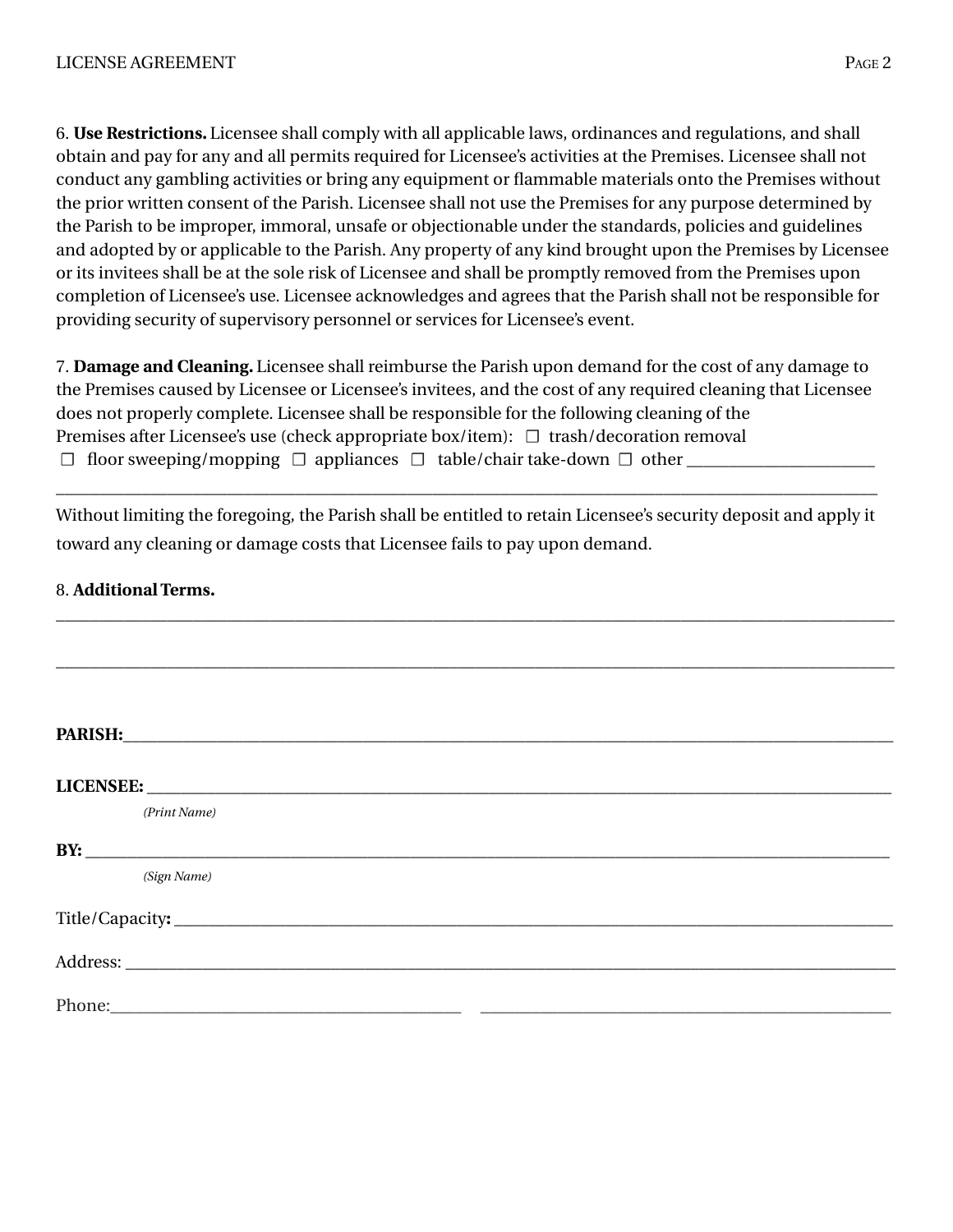6. **Use Restrictions.** Licensee shall comply with all applicable laws, ordinances and regulations, and shall obtain and pay for any and all permits required for Licensee's activities at the Premises. Licensee shall not conduct any gambling activities or bring any equipment or flammable materials onto the Premises without the prior written consent of the Parish. Licensee shall not use the Premises for any purpose determined by the Parish to be improper, immoral, unsafe or objectionable under the standards, policies and guidelines and adopted by or applicable to the Parish. Any property of any kind brought upon the Premises by Licensee or its invitees shall be at the sole risk of Licensee and shall be promptly removed from the Premises upon completion of Licensee's use. Licensee acknowledges and agrees that the Parish shall not be responsible for providing security of supervisory personnel or services for Licensee's event.

7. **Damage and Cleaning.** Licensee shall reimburse the Parish upon demand for the cost of any damage to the Premises caused by Licensee or Licensee's invitees, and the cost of any required cleaning that Licensee does not properly complete. Licensee shall be responsible for the following cleaning of the Premises after Licensee's use (check appropriate box/item): ☐ trash/decoration removal ☐ floor sweeping/mopping ☐ appliances ☐ table/chair take-down ☐ other ______________________
______________________________________________________________________________________________

Without limiting the foregoing, the Parish shall be entitled to retain Licensee's security deposit and apply it toward any cleaning or damage costs that Licensee fails to pay upon demand.

8. **Additional Terms.**
______________________________________________________________________________________________

______________________________________________________________________________________________

**PARISH:**______________________________________________________________________________

**LICENSEE:** ____________________________________________________________________________
*(Print Name)*

**BY:** _________________________________________________________________________________
*(Sign Name)*

Title/Capacity**:** _______________________________________________________________________

Address: ______________________________________________________________________________

Phone:______________________________________ ______________________________________